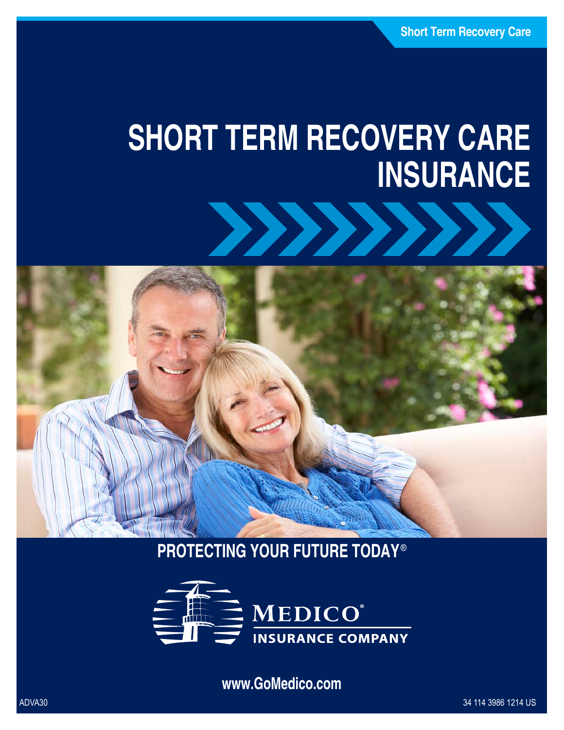Short Term Recovery Care

# SHORT TERM RECOVERY CARE INSURANCE

**PROTECTING YOUR FUTURE TODAY®**

MEDICO® INSURANCE COMPANY

**www.GoMedico.com**

ADVA30

34 114 3986 1214 US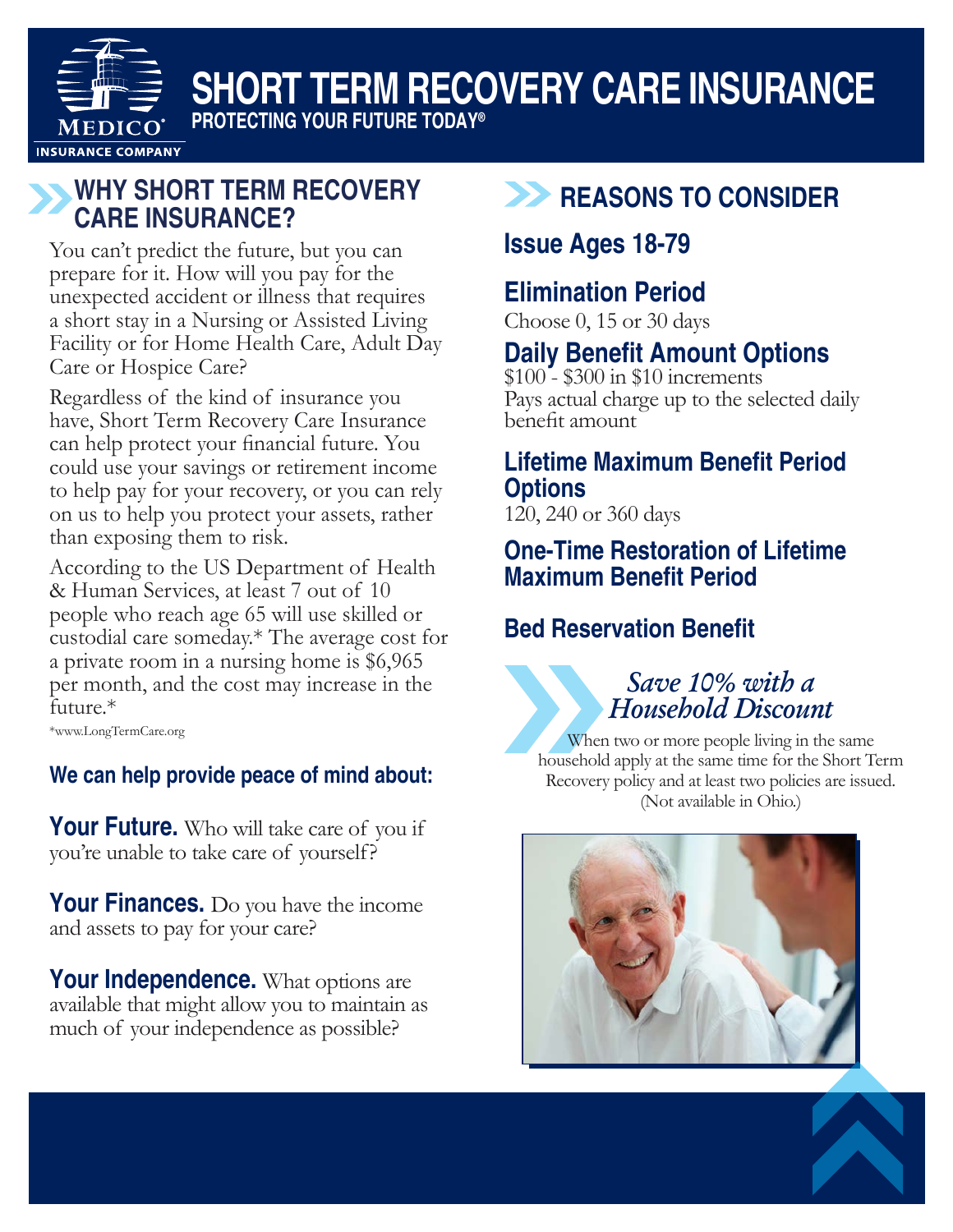# SHORT TERM RECOVERY CARE INSURANCE

**PROTECTING YOUR FUTURE TODAY®**

MEDICO® INSURANCE COMPANY

## WHY SHORT TERM RECOVERY CARE INSURANCE?

You can't predict the future, but you can prepare for it. How will you pay for the unexpected accident or illness that requires a short stay in a Nursing or Assisted Living Facility or for Home Health Care, Adult Day Care or Hospice Care?

Regardless of the kind of insurance you have, Short Term Recovery Care Insurance can help protect your financial future. You could use your savings or retirement income to help pay for your recovery, or you can rely on us to help you protect your assets, rather than exposing them to risk.

According to the US Department of Health & Human Services, at least 7 out of 10 people who reach age 65 will use skilled or custodial care someday.* The average cost for a private room in a nursing home is $6,965 per month, and the cost may increase in the future.*

*www.LongTermCare.org

### We can help provide peace of mind about:

**Your Future.** Who will take care of you if you're unable to take care of yourself?

**Your Finances.** Do you have the income and assets to pay for your care?

**Your Independence.** What options are available that might allow you to maintain as much of your independence as possible?

## REASONS TO CONSIDER

### Issue Ages 18-79

### Elimination Period

Choose 0, 15 or 30 days

### Daily Benefit Amount Options

$100 - $300 in $10 increments
Pays actual charge up to the selected daily benefit amount

### Lifetime Maximum Benefit Period Options

120, 240 or 360 days

### One-Time Restoration of Lifetime Maximum Benefit Period

### Bed Reservation Benefit

### *Save 10% with a Household Discount*

When two or more people living in the same household apply at the same time for the Short Term Recovery policy and at least two policies are issued. (Not available in Ohio.)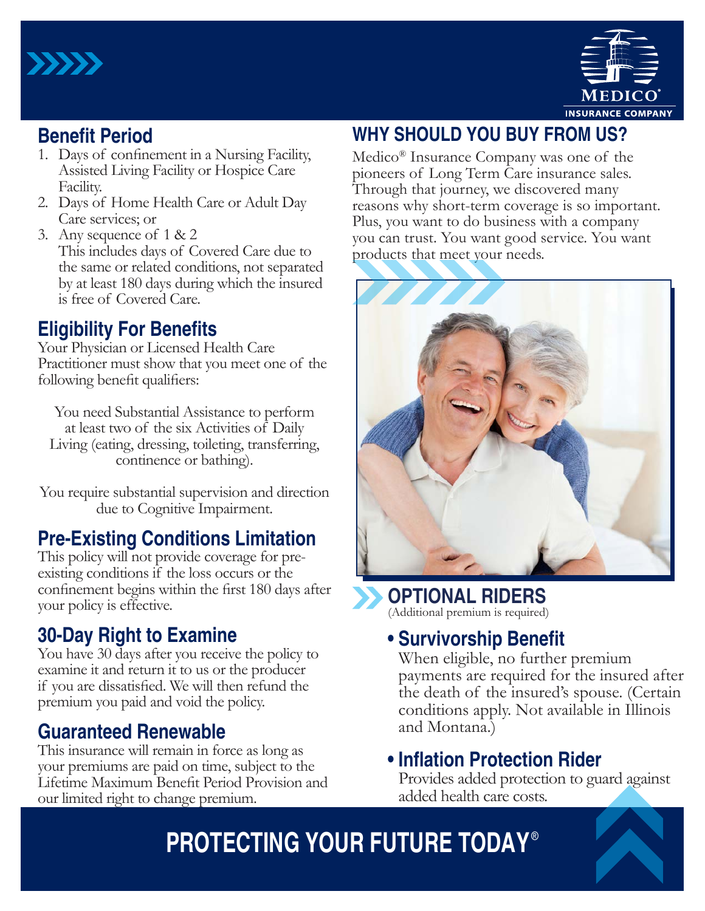MEDICO®
INSURANCE COMPANY

## Benefit Period

1. Days of confinement in a Nursing Facility, Assisted Living Facility or Hospice Care Facility.
2. Days of Home Health Care or Adult Day Care services; or
3. Any sequence of 1 & 2

This includes days of Covered Care due to the same or related conditions, not separated by at least 180 days during which the insured is free of Covered Care.

## Eligibility For Benefits

Your Physician or Licensed Health Care Practitioner must show that you meet one of the following benefit qualifiers:

You need Substantial Assistance to perform at least two of the six Activities of Daily Living (eating, dressing, toileting, transferring, continence or bathing).

You require substantial supervision and direction due to Cognitive Impairment.

## Pre-Existing Conditions Limitation

This policy will not provide coverage for pre-existing conditions if the loss occurs or the confinement begins within the first 180 days after your policy is effective.

## 30-Day Right to Examine

You have 30 days after you receive the policy to examine it and return it to us or the producer if you are dissatisfied. We will then refund the premium you paid and void the policy.

## Guaranteed Renewable

This insurance will remain in force as long as your premiums are paid on time, subject to the Lifetime Maximum Benefit Period Provision and our limited right to change premium.

## WHY SHOULD YOU BUY FROM US?

Medico® Insurance Company was one of the pioneers of Long Term Care insurance sales. Through that journey, we discovered many reasons why short-term coverage is so important. Plus, you want to do business with a company you can trust. You want good service. You want products that meet your needs.

## OPTIONAL RIDERS

(Additional premium is required)

- **Survivorship Benefit**
  When eligible, no further premium payments are required for the insured after the death of the insured's spouse. (Certain conditions apply. Not available in Illinois and Montana.)

- **Inflation Protection Rider**
  Provides added protection to guard against added health care costs.

**PROTECTING YOUR FUTURE TODAY®**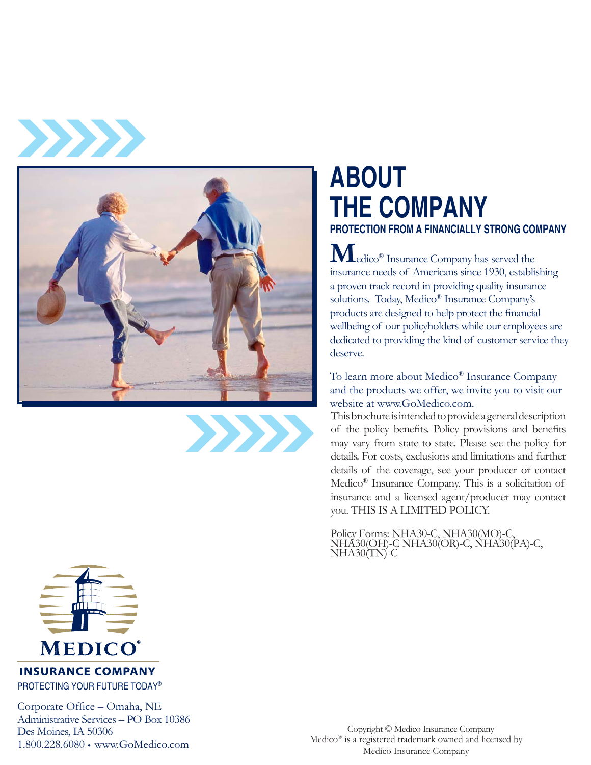# ABOUT THE COMPANY

## PROTECTION FROM A FINANCIALLY STRONG COMPANY

Medico® Insurance Company has served the insurance needs of Americans since 1930, establishing a proven track record in providing quality insurance solutions. Today, Medico® Insurance Company's products are designed to help protect the financial wellbeing of our policyholders while our employees are dedicated to providing the kind of customer service they deserve.

To learn more about Medico® Insurance Company and the products we offer, we invite you to visit our website at www.GoMedico.com.

This brochure is intended to provide a general description of the policy benefits. Policy provisions and benefits may vary from state to state. Please see the policy for details. For costs, exclusions and limitations and further details of the coverage, see your producer or contact Medico® Insurance Company. This is a solicitation of insurance and a licensed agent/producer may contact you. THIS IS A LIMITED POLICY.

Policy Forms: NHA30-C, NHA30(MO)-C, NHA30(OH)-C NHA30(OR)-C, NHA30(PA)-C, NHA30(TN)-C

MEDICO®
INSURANCE COMPANY
PROTECTING YOUR FUTURE TODAY®

Corporate Office – Omaha, NE
Administrative Services – PO Box 10386
Des Moines, IA 50306
1.800.228.6080 • www.GoMedico.com

Copyright © Medico Insurance Company
Medico® is a registered trademark owned and licensed by Medico Insurance Company